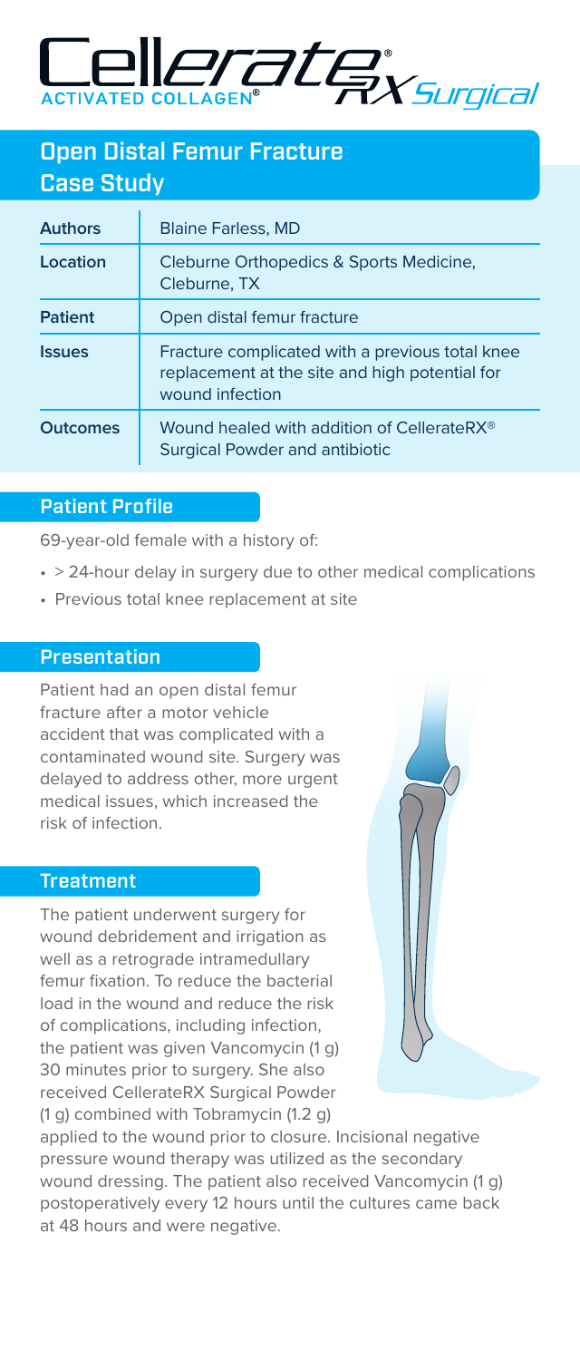# CellerateRX Surgical

ACTIVATED COLLAGEN®

## Open Distal Femur Fracture Case Study

| **Authors** | Blaine Farless, MD |
| --- | --- |
| **Location** | Cleburne Orthopedics & Sports Medicine, Cleburne, TX |
| **Patient** | Open distal femur fracture |
| **Issues** | Fracture complicated with a previous total knee replacement at the site and high potential for wound infection |
| **Outcomes** | Wound healed with addition of CellerateRX® Surgical Powder and antibiotic |

### Patient Profile

69-year-old female with a history of:

- > 24-hour delay in surgery due to other medical complications
- Previous total knee replacement at site

### Presentation

Patient had an open distal femur fracture after a motor vehicle accident that was complicated with a contaminated wound site. Surgery was delayed to address other, more urgent medical issues, which increased the risk of infection.

### Treatment

The patient underwent surgery for wound debridement and irrigation as well as a retrograde intramedullary femur fixation. To reduce the bacterial load in the wound and reduce the risk of complications, including infection, the patient was given Vancomycin (1 g) 30 minutes prior to surgery. She also received CellerateRX Surgical Powder (1 g) combined with Tobramycin (1.2 g) applied to the wound prior to closure. Incisional negative pressure wound therapy was utilized as the secondary wound dressing. The patient also received Vancomycin (1 g) postoperatively every 12 hours until the cultures came back at 48 hours and were negative.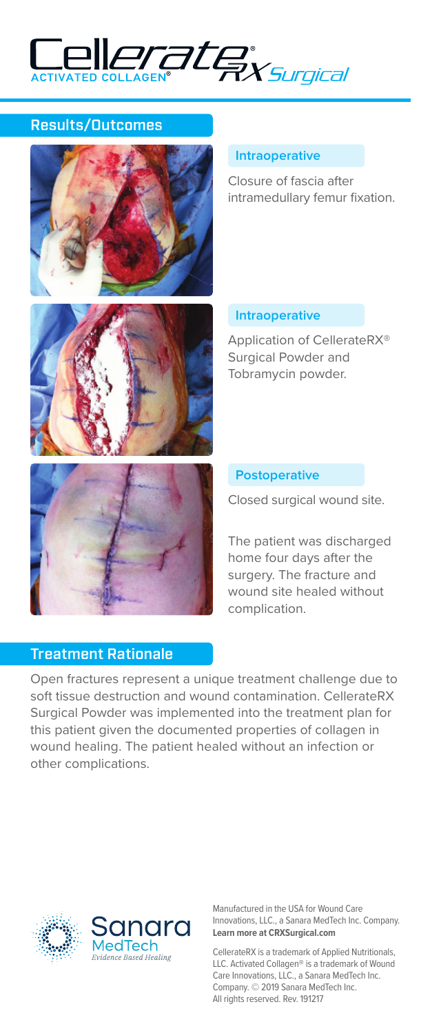# CellerateRX® Surgical

ACTIVATED COLLAGEN®

## Results/Outcomes

**Intraoperative**

Closure of fascia after intramedullary femur fixation.

**Intraoperative**

Application of CellerateRX® Surgical Powder and Tobramycin powder.

**Postoperative**

Closed surgical wound site.

The patient was discharged home four days after the surgery. The fracture and wound site healed without complication.

## Treatment Rationale

Open fractures represent a unique treatment challenge due to soft tissue destruction and wound contamination. CellerateRX Surgical Powder was implemented into the treatment plan for this patient given the documented properties of collagen in wound healing. The patient healed without an infection or other complications.

Sanara MedTech
*Evidence Based Healing*

Manufactured in the USA for Wound Care Innovations, LLC., a Sanara MedTech Inc. Company.
**Learn more at CRXSurgical.com**

CellerateRX is a trademark of Applied Nutritionals, LLC. Activated Collagen® is a trademark of Wound Care Innovations, LLC., a Sanara MedTech Inc. Company. © 2019 Sanara MedTech Inc. All rights reserved. Rev. 191217